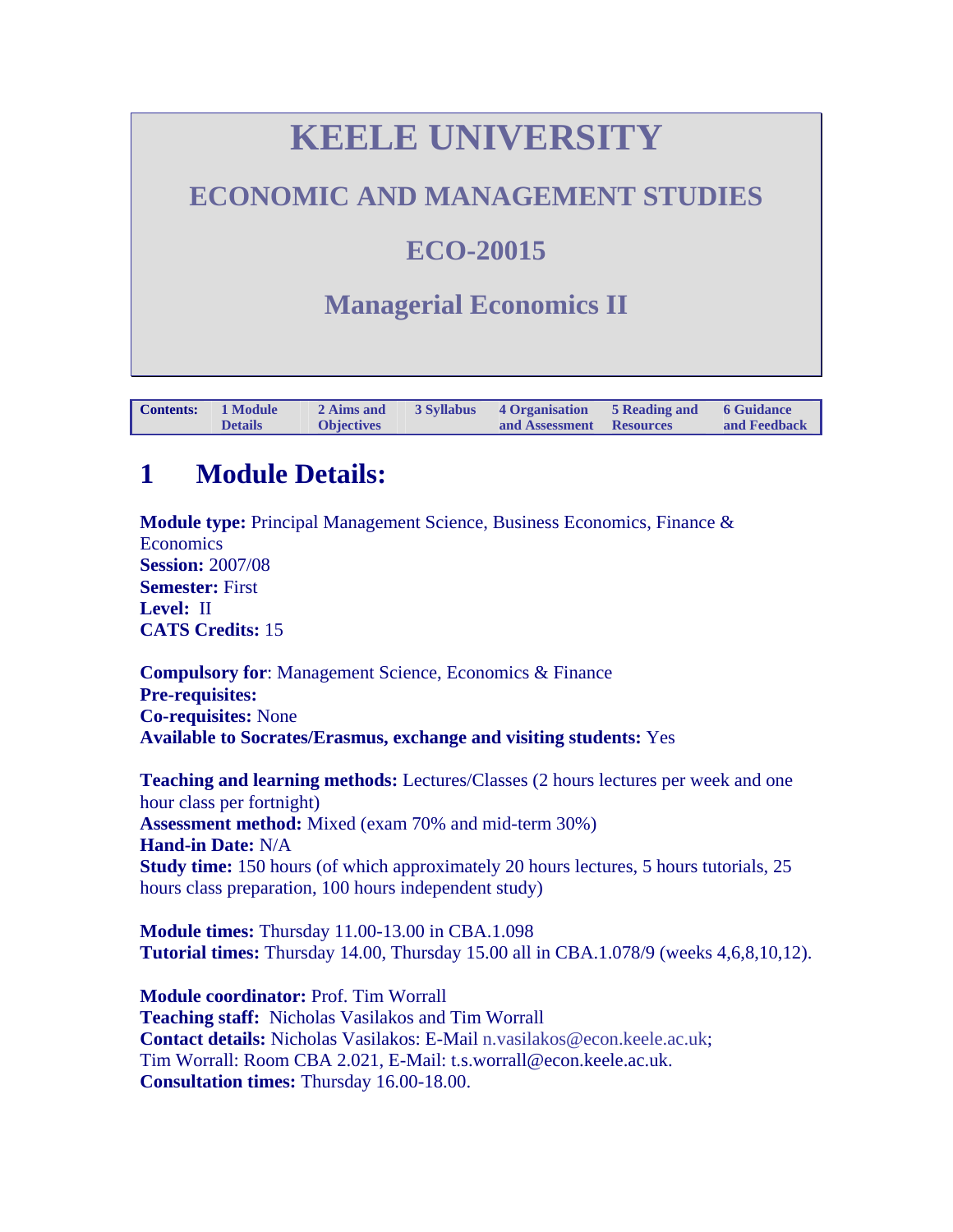# KEELE UNIVERSITY

## ECONOMIC AND MANAGEMENT STUDIES

## ECO-20015

## Managerial Economics II

| Contents: | 1 Module Details | 2 Aims and Objectives | 3 Syllabus | 4 Organisation and Assessment | 5 Reading and Resources | 6 Guidance and Feedback |
|---|---|---|---|---|---|---|

# 1 Module Details:

**Module type:** Principal Management Science, Business Economics, Finance & Economics
**Session:** 2007/08
**Semester:** First
**Level:** II
**CATS Credits:** 15

**Compulsory for**: Management Science, Economics & Finance
**Pre-requisites:**
**Co-requisites:** None
**Available to Socrates/Erasmus, exchange and visiting students:** Yes

**Teaching and learning methods:** Lectures/Classes (2 hours lectures per week and one hour class per fortnight)
**Assessment method:** Mixed (exam 70% and mid-term 30%)
**Hand-in Date:** N/A
**Study time:** 150 hours (of which approximately 20 hours lectures, 5 hours tutorials, 25 hours class preparation, 100 hours independent study)

**Module times:** Thursday 11.00-13.00 in CBA.1.098
**Tutorial times:** Thursday 14.00, Thursday 15.00 all in CBA.1.078/9 (weeks 4,6,8,10,12).

**Module coordinator:** Prof. Tim Worrall
**Teaching staff:** Nicholas Vasilakos and Tim Worrall
**Contact details:** Nicholas Vasilakos: E-Mail n.vasilakos@econ.keele.ac.uk;
Tim Worrall: Room CBA 2.021, E-Mail: t.s.worrall@econ.keele.ac.uk.
**Consultation times:** Thursday 16.00-18.00.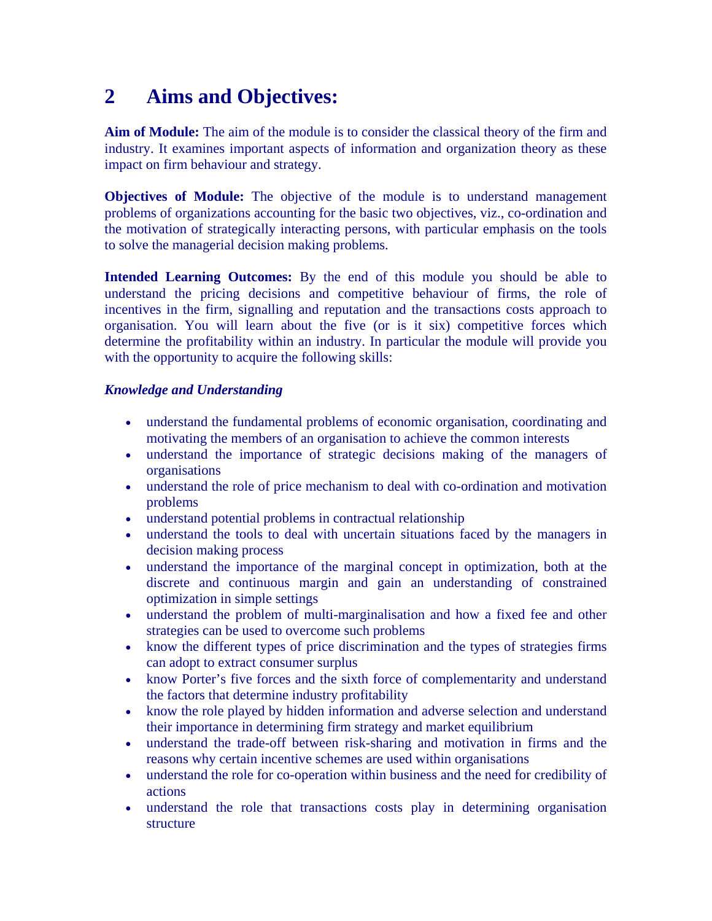## 2 Aims and Objectives:

**Aim of Module:** The aim of the module is to consider the classical theory of the firm and industry. It examines important aspects of information and organization theory as these impact on firm behaviour and strategy.

**Objectives of Module:** The objective of the module is to understand management problems of organizations accounting for the basic two objectives, viz., co-ordination and the motivation of strategically interacting persons, with particular emphasis on the tools to solve the managerial decision making problems.

**Intended Learning Outcomes:** By the end of this module you should be able to understand the pricing decisions and competitive behaviour of firms, the role of incentives in the firm, signalling and reputation and the transactions costs approach to organisation. You will learn about the five (or is it six) competitive forces which determine the profitability within an industry. In particular the module will provide you with the opportunity to acquire the following skills:

***Knowledge and Understanding***

- understand the fundamental problems of economic organisation, coordinating and motivating the members of an organisation to achieve the common interests
- understand the importance of strategic decisions making of the managers of organisations
- understand the role of price mechanism to deal with co-ordination and motivation problems
- understand potential problems in contractual relationship
- understand the tools to deal with uncertain situations faced by the managers in decision making process
- understand the importance of the marginal concept in optimization, both at the discrete and continuous margin and gain an understanding of constrained optimization in simple settings
- understand the problem of multi-marginalisation and how a fixed fee and other strategies can be used to overcome such problems
- know the different types of price discrimination and the types of strategies firms can adopt to extract consumer surplus
- know Porter's five forces and the sixth force of complementarity and understand the factors that determine industry profitability
- know the role played by hidden information and adverse selection and understand their importance in determining firm strategy and market equilibrium
- understand the trade-off between risk-sharing and motivation in firms and the reasons why certain incentive schemes are used within organisations
- understand the role for co-operation within business and the need for credibility of actions
- understand the role that transactions costs play in determining organisation structure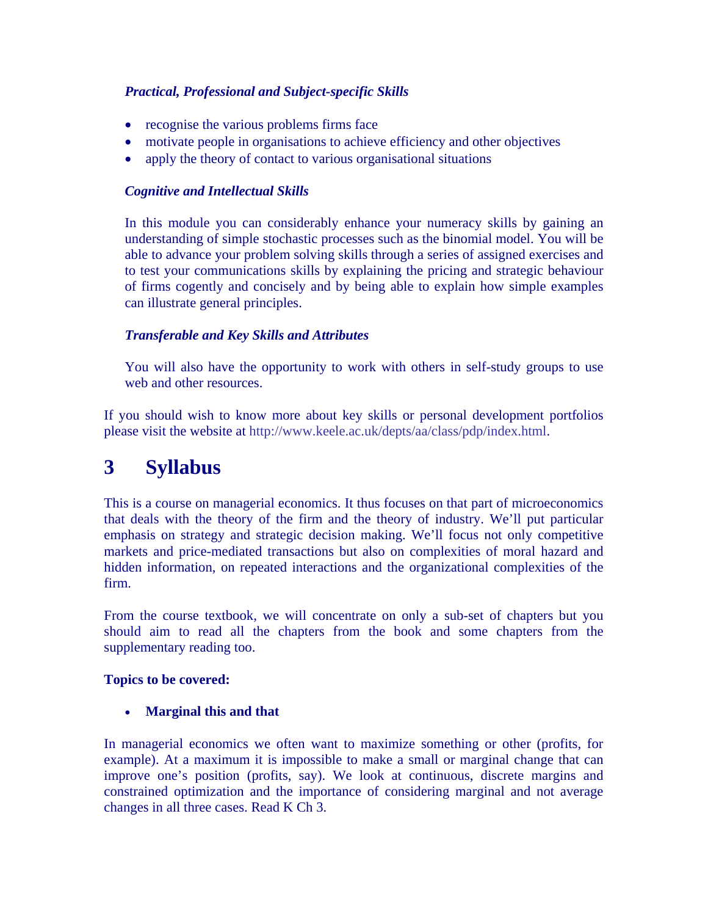***Practical, Professional and Subject-specific Skills***

- recognise the various problems firms face
- motivate people in organisations to achieve efficiency and other objectives
- apply the theory of contact to various organisational situations

***Cognitive and Intellectual Skills***

In this module you can considerably enhance your numeracy skills by gaining an understanding of simple stochastic processes such as the binomial model. You will be able to advance your problem solving skills through a series of assigned exercises and to test your communications skills by explaining the pricing and strategic behaviour of firms cogently and concisely and by being able to explain how simple examples can illustrate general principles.

***Transferable and Key Skills and Attributes***

You will also have the opportunity to work with others in self-study groups to use web and other resources.

If you should wish to know more about key skills or personal development portfolios please visit the website at http://www.keele.ac.uk/depts/aa/class/pdp/index.html.

# 3 Syllabus

This is a course on managerial economics. It thus focuses on that part of microeconomics that deals with the theory of the firm and the theory of industry. We'll put particular emphasis on strategy and strategic decision making. We'll focus not only competitive markets and price-mediated transactions but also on complexities of moral hazard and hidden information, on repeated interactions and the organizational complexities of the firm.

From the course textbook, we will concentrate on only a sub-set of chapters but you should aim to read all the chapters from the book and some chapters from the supplementary reading too.

**Topics to be covered:**

- **Marginal this and that**

In managerial economics we often want to maximize something or other (profits, for example). At a maximum it is impossible to make a small or marginal change that can improve one's position (profits, say). We look at continuous, discrete margins and constrained optimization and the importance of considering marginal and not average changes in all three cases. Read K Ch 3.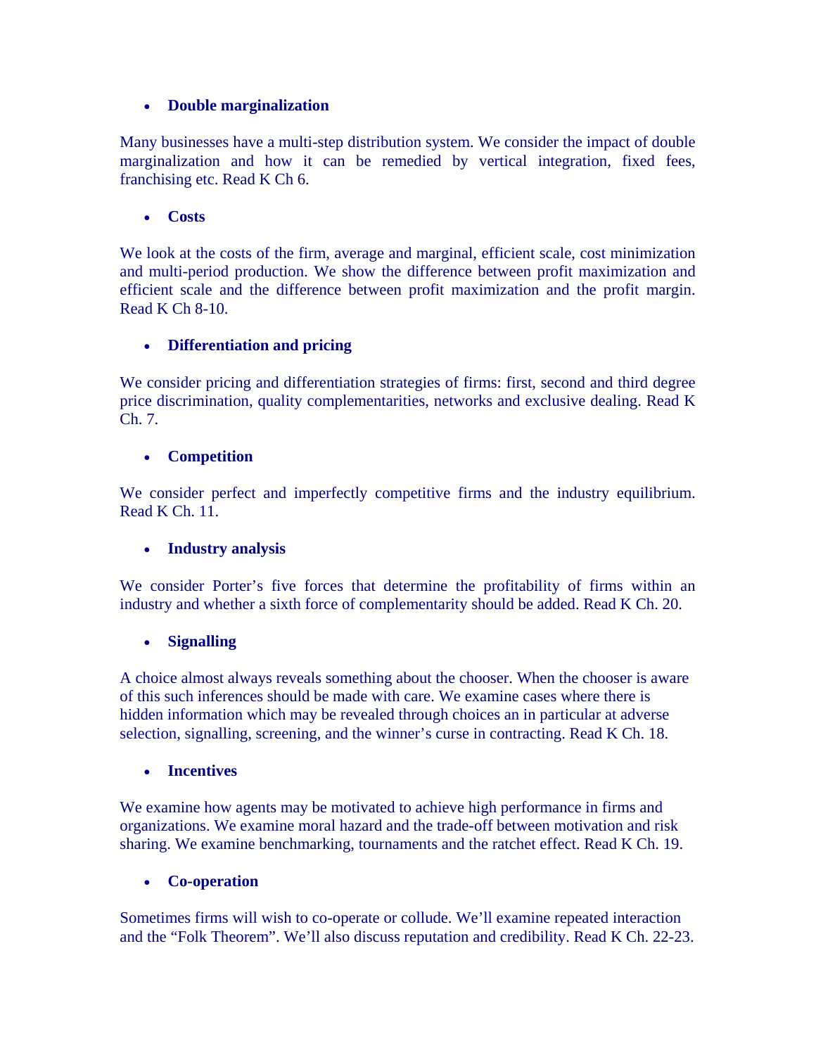- **Double marginalization**

Many businesses have a multi-step distribution system. We consider the impact of double marginalization and how it can be remedied by vertical integration, fixed fees, franchising etc. Read K Ch 6.

- **Costs**

We look at the costs of the firm, average and marginal, efficient scale, cost minimization and multi-period production. We show the difference between profit maximization and efficient scale and the difference between profit maximization and the profit margin. Read K Ch 8-10.

- **Differentiation and pricing**

We consider pricing and differentiation strategies of firms: first, second and third degree price discrimination, quality complementarities, networks and exclusive dealing. Read K Ch. 7.

- **Competition**

We consider perfect and imperfectly competitive firms and the industry equilibrium. Read K Ch. 11.

- **Industry analysis**

We consider Porter's five forces that determine the profitability of firms within an industry and whether a sixth force of complementarity should be added. Read K Ch. 20.

- **Signalling**

A choice almost always reveals something about the chooser. When the chooser is aware of this such inferences should be made with care. We examine cases where there is hidden information which may be revealed through choices an in particular at adverse selection, signalling, screening, and the winner's curse in contracting. Read K Ch. 18.

- **Incentives**

We examine how agents may be motivated to achieve high performance in firms and organizations. We examine moral hazard and the trade-off between motivation and risk sharing. We examine benchmarking, tournaments and the ratchet effect. Read K Ch. 19.

- **Co-operation**

Sometimes firms will wish to co-operate or collude. We'll examine repeated interaction and the "Folk Theorem". We'll also discuss reputation and credibility. Read K Ch. 22-23.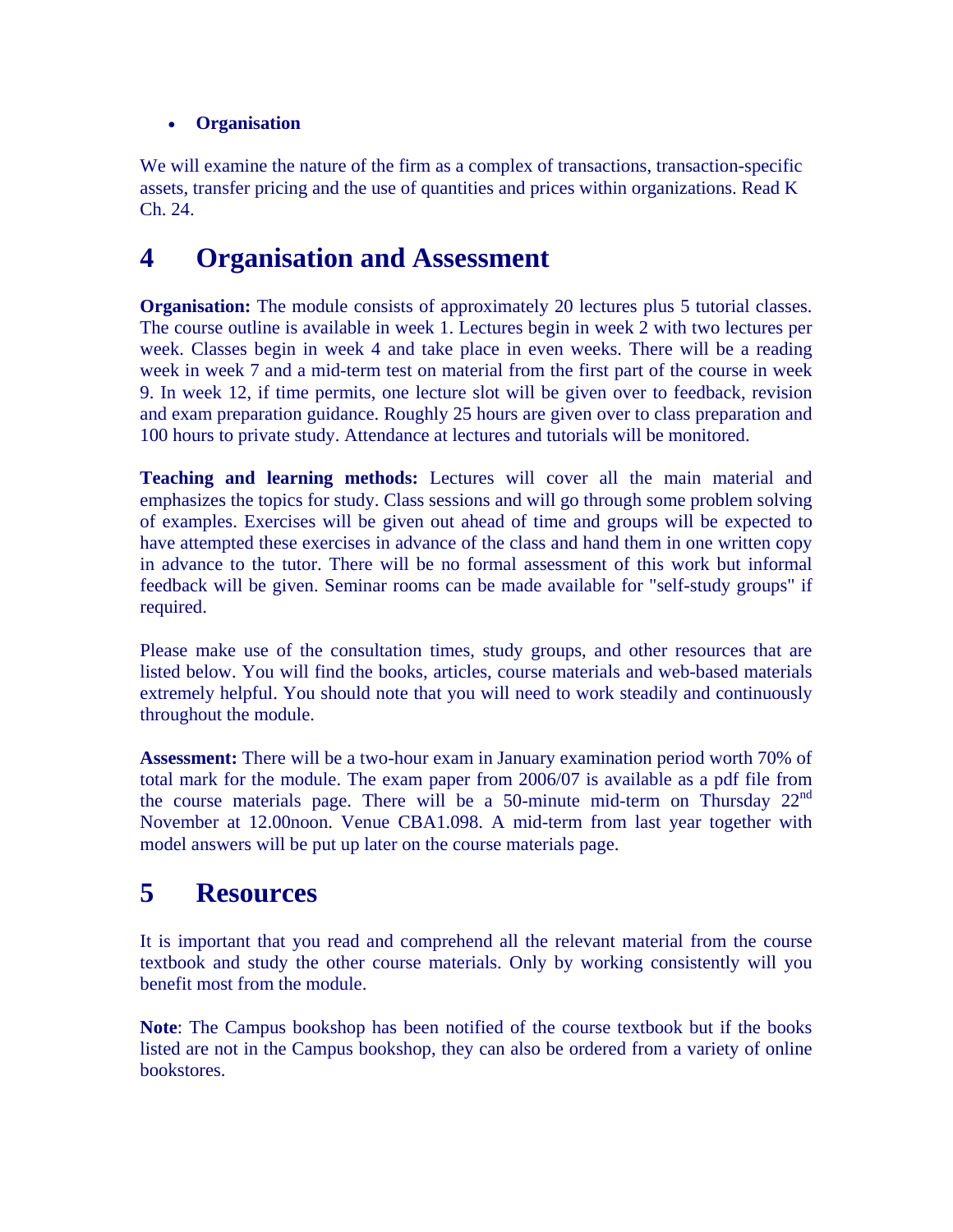- **Organisation**

We will examine the nature of the firm as a complex of transactions, transaction-specific assets, transfer pricing and the use of quantities and prices within organizations. Read K Ch. 24.

# 4 Organisation and Assessment

**Organisation:** The module consists of approximately 20 lectures plus 5 tutorial classes. The course outline is available in week 1. Lectures begin in week 2 with two lectures per week. Classes begin in week 4 and take place in even weeks. There will be a reading week in week 7 and a mid-term test on material from the first part of the course in week 9. In week 12, if time permits, one lecture slot will be given over to feedback, revision and exam preparation guidance. Roughly 25 hours are given over to class preparation and 100 hours to private study. Attendance at lectures and tutorials will be monitored.

**Teaching and learning methods:** Lectures will cover all the main material and emphasizes the topics for study. Class sessions and will go through some problem solving of examples. Exercises will be given out ahead of time and groups will be expected to have attempted these exercises in advance of the class and hand them in one written copy in advance to the tutor. There will be no formal assessment of this work but informal feedback will be given. Seminar rooms can be made available for "self-study groups" if required.

Please make use of the consultation times, study groups, and other resources that are listed below. You will find the books, articles, course materials and web-based materials extremely helpful. You should note that you will need to work steadily and continuously throughout the module.

**Assessment:** There will be a two-hour exam in January examination period worth 70% of total mark for the module. The exam paper from 2006/07 is available as a pdf file from the course materials page. There will be a 50-minute mid-term on Thursday 22nd November at 12.00noon. Venue CBA1.098. A mid-term from last year together with model answers will be put up later on the course materials page.

# 5 Resources

It is important that you read and comprehend all the relevant material from the course textbook and study the other course materials. Only by working consistently will you benefit most from the module.

**Note**: The Campus bookshop has been notified of the course textbook but if the books listed are not in the Campus bookshop, they can also be ordered from a variety of online bookstores.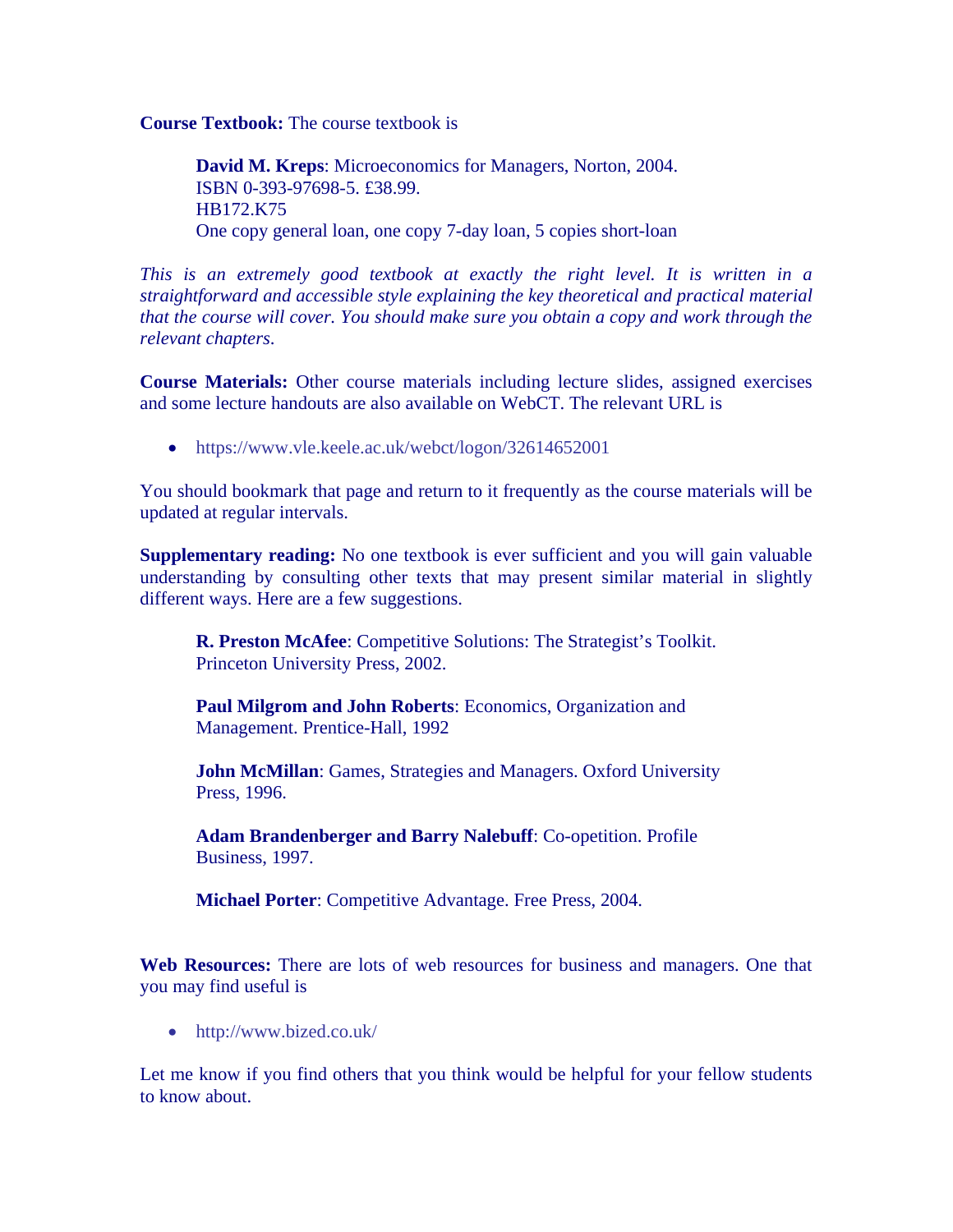**Course Textbook:** The course textbook is

> **David M. Kreps**: Microeconomics for Managers, Norton, 2004.
> ISBN 0-393-97698-5. £38.99.
> HB172.K75
> One copy general loan, one copy 7-day loan, 5 copies short-loan

*This is an extremely good textbook at exactly the right level. It is written in a straightforward and accessible style explaining the key theoretical and practical material that the course will cover. You should make sure you obtain a copy and work through the relevant chapters.*

**Course Materials:** Other course materials including lecture slides, assigned exercises and some lecture handouts are also available on WebCT. The relevant URL is

- https://www.vle.keele.ac.uk/webct/logon/32614652001

You should bookmark that page and return to it frequently as the course materials will be updated at regular intervals.

**Supplementary reading:** No one textbook is ever sufficient and you will gain valuable understanding by consulting other texts that may present similar material in slightly different ways. Here are a few suggestions.

> **R. Preston McAfee**: Competitive Solutions: The Strategist's Toolkit. Princeton University Press, 2002.
>
> **Paul Milgrom and John Roberts**: Economics, Organization and Management. Prentice-Hall, 1992
>
> **John McMillan**: Games, Strategies and Managers. Oxford University Press, 1996.
>
> **Adam Brandenberger and Barry Nalebuff**: Co-opetition. Profile Business, 1997.
>
> **Michael Porter**: Competitive Advantage. Free Press, 2004.

**Web Resources:** There are lots of web resources for business and managers. One that you may find useful is

- http://www.bized.co.uk/

Let me know if you find others that you think would be helpful for your fellow students to know about.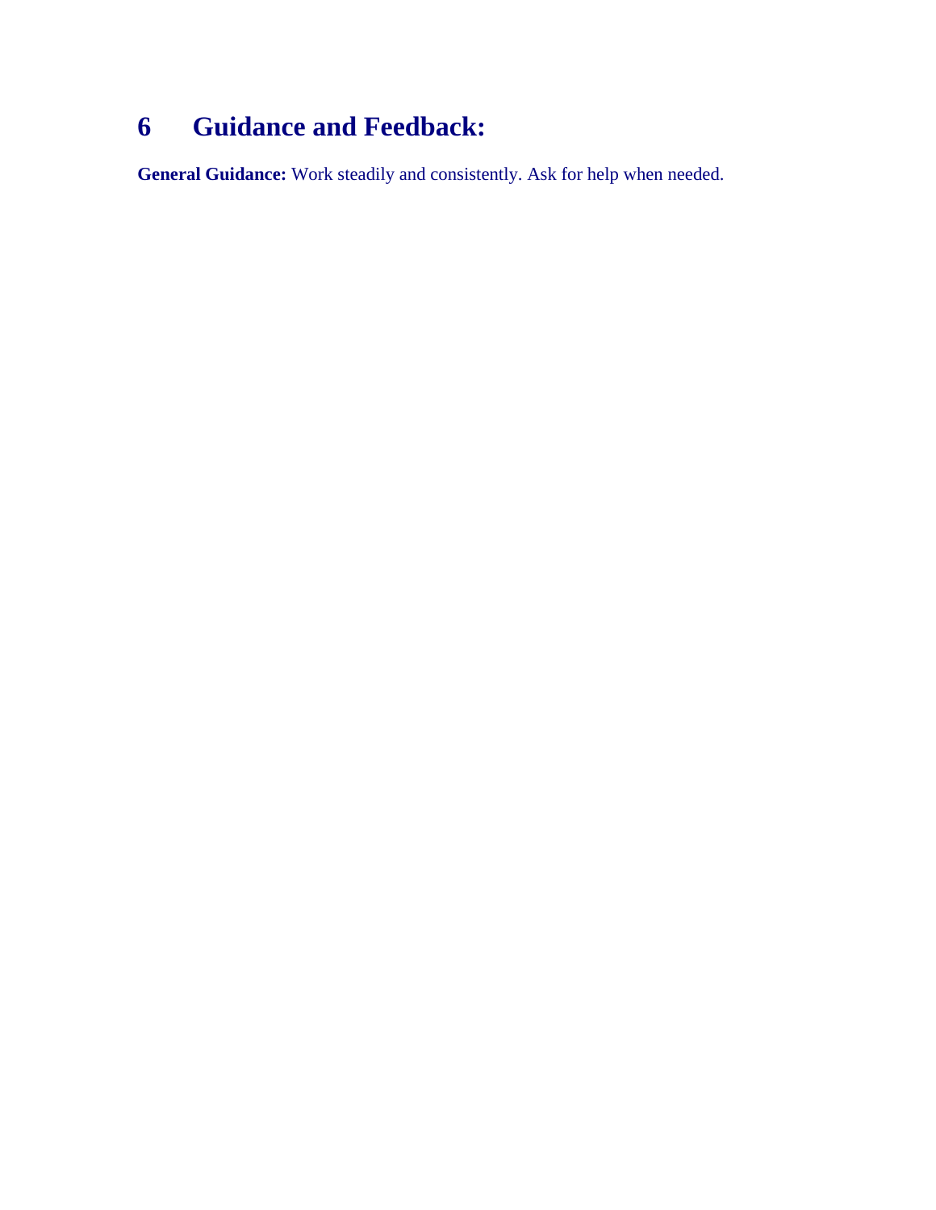# 6 Guidance and Feedback:

**General Guidance:** Work steadily and consistently. Ask for help when needed.